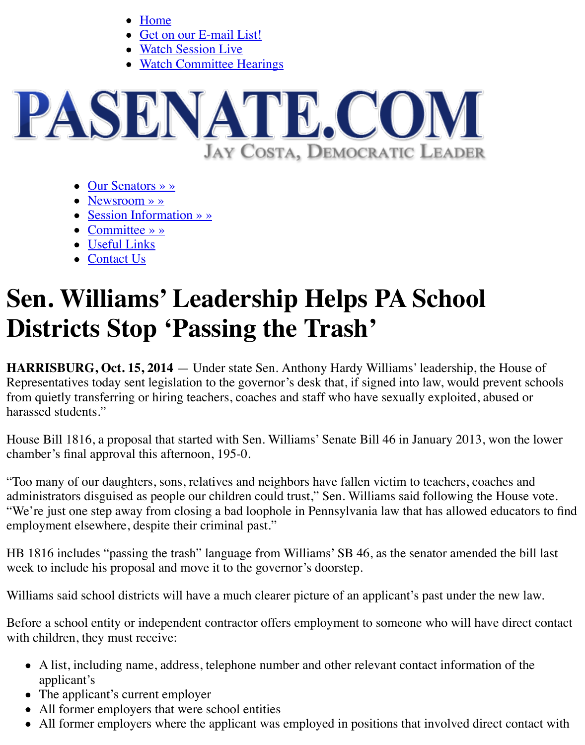- Home
- Get on our E-mail List!
- Watch Session Live
- Watch Committee Hearings

PASENATE.COM

JAY COSTA, DEMOCRATIC LEADER

- Our Senators » »
- Newsroom » »
- Session Information » »
- Committee » »
- Useful Links
- Contact Us

# Sen. Williams' Leadership Helps PA School Districts Stop 'Passing the Trash'

**HARRISBURG, Oct. 15, 2014** — Under state Sen. Anthony Hardy Williams' leadership, the House of Representatives today sent legislation to the governor's desk that, if signed into law, would prevent schools from quietly transferring or hiring teachers, coaches and staff who have sexually exploited, abused or harassed students."

House Bill 1816, a proposal that started with Sen. Williams' Senate Bill 46 in January 2013, won the lower chamber's final approval this afternoon, 195-0.

"Too many of our daughters, sons, relatives and neighbors have fallen victim to teachers, coaches and administrators disguised as people our children could trust," Sen. Williams said following the House vote. "We're just one step away from closing a bad loophole in Pennsylvania law that has allowed educators to find employment elsewhere, despite their criminal past."

HB 1816 includes "passing the trash" language from Williams' SB 46, as the senator amended the bill last week to include his proposal and move it to the governor's doorstep.

Williams said school districts will have a much clearer picture of an applicant's past under the new law.

Before a school entity or independent contractor offers employment to someone who will have direct contact with children, they must receive:

- A list, including name, address, telephone number and other relevant contact information of the applicant's
- The applicant's current employer
- All former employers that were school entities
- All former employers where the applicant was employed in positions that involved direct contact with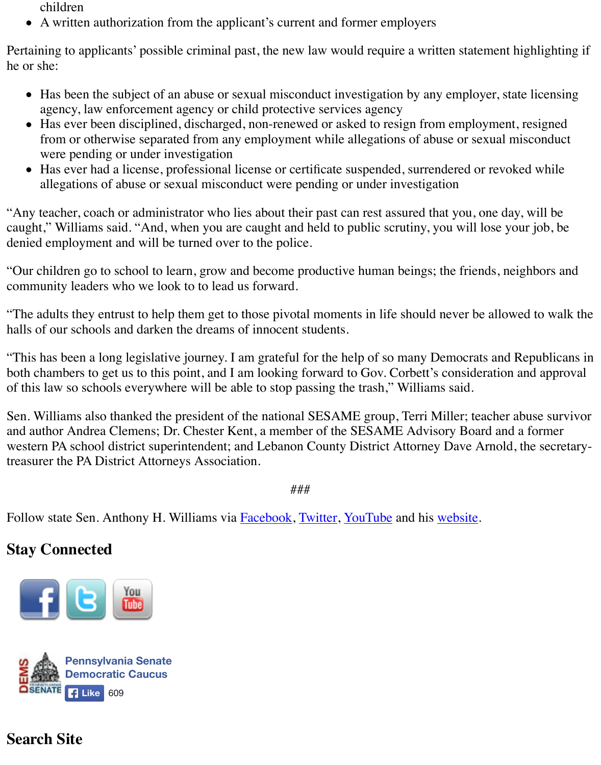children
- A written authorization from the applicant's current and former employers

Pertaining to applicants' possible criminal past, the new law would require a written statement highlighting if he or she:

- Has been the subject of an abuse or sexual misconduct investigation by any employer, state licensing agency, law enforcement agency or child protective services agency
- Has ever been disciplined, discharged, non-renewed or asked to resign from employment, resigned from or otherwise separated from any employment while allegations of abuse or sexual misconduct were pending or under investigation
- Has ever had a license, professional license or certificate suspended, surrendered or revoked while allegations of abuse or sexual misconduct were pending or under investigation

"Any teacher, coach or administrator who lies about their past can rest assured that you, one day, will be caught," Williams said. "And, when you are caught and held to public scrutiny, you will lose your job, be denied employment and will be turned over to the police.

"Our children go to school to learn, grow and become productive human beings; the friends, neighbors and community leaders who we look to to lead us forward.

"The adults they entrust to help them get to those pivotal moments in life should never be allowed to walk the halls of our schools and darken the dreams of innocent students.

"This has been a long legislative journey. I am grateful for the help of so many Democrats and Republicans in both chambers to get us to this point, and I am looking forward to Gov. Corbett's consideration and approval of this law so schools everywhere will be able to stop passing the trash," Williams said.

Sen. Williams also thanked the president of the national SESAME group, Terri Miller; teacher abuse survivor and author Andrea Clemens; Dr. Chester Kent, a member of the SESAME Advisory Board and a former western PA school district superintendent; and Lebanon County District Attorney Dave Arnold, the secretary-treasurer the PA District Attorneys Association.

###

Follow state Sen. Anthony H. Williams via Facebook, Twitter, YouTube and his website.

## Stay Connected

Pennsylvania Senate Democratic Caucus

Like 609

## Search Site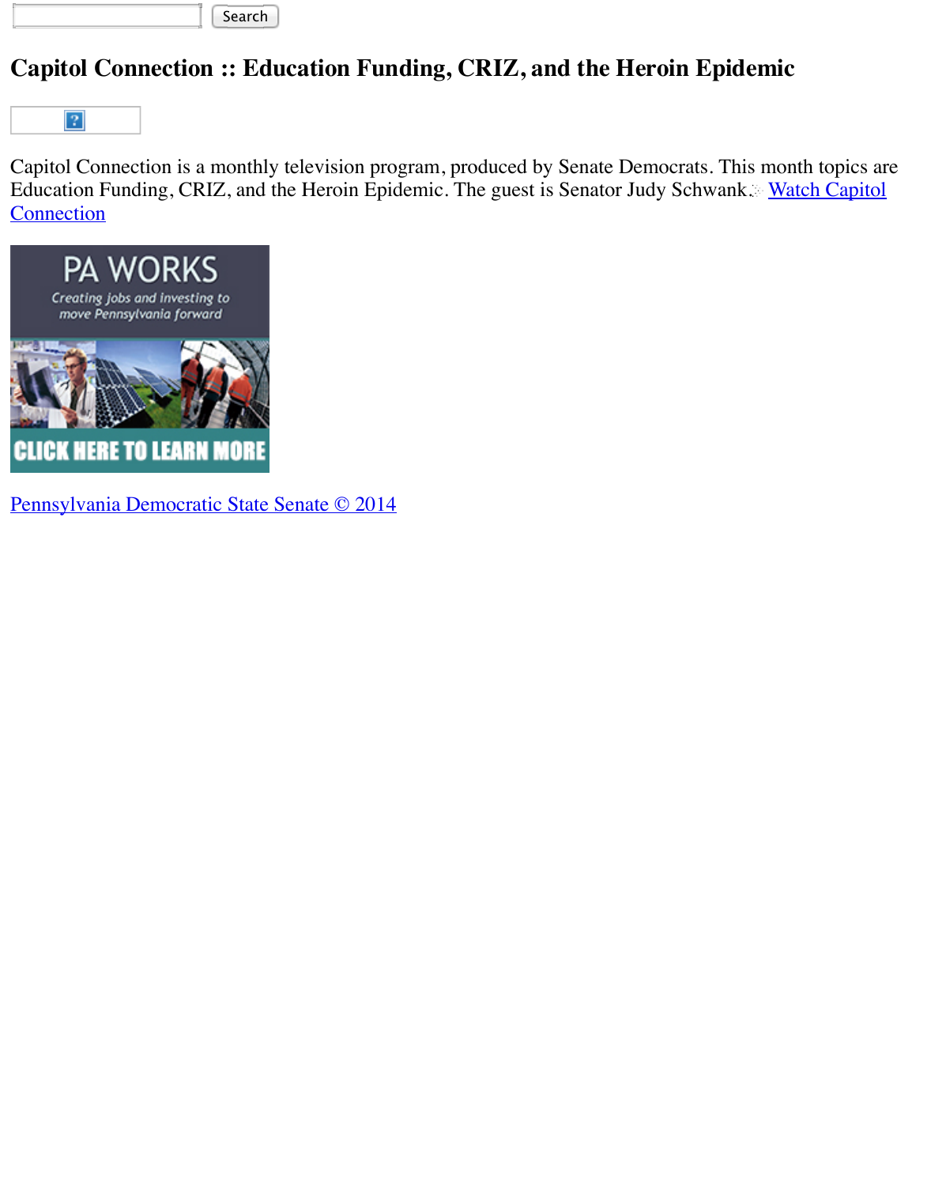Search

# Capitol Connection :: Education Funding, CRIZ, and the Heroin Epidemic

Capitol Connection is a monthly television program, produced by Senate Democrats. This month topics are Education Funding, CRIZ, and the Heroin Epidemic. The guest is Senator Judy Schwank. Watch Capitol Connection

PA WORKS

Creating jobs and investing to move Pennsylvania forward

CLICK HERE TO LEARN MORE

Pennsylvania Democratic State Senate © 2014